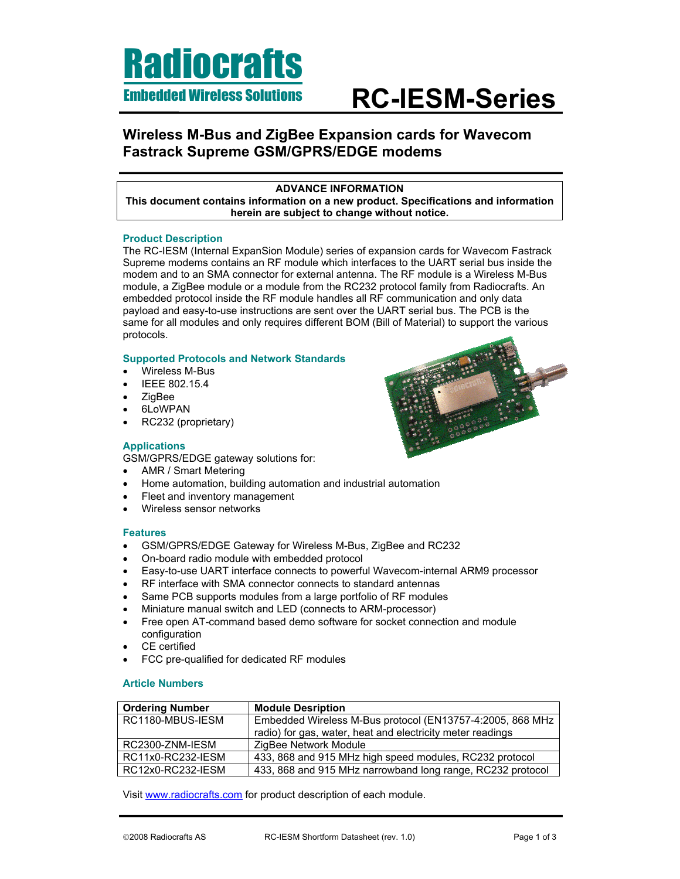# Radiocrafts

**Embedded Wireless Solutions**

# RC-IESM-Series

## Wireless M-Bus and ZigBee Expansion cards for Wavecom Fastrack Supreme GSM/GPRS/EDGE modems

**ADVANCE INFORMATION**
**This document contains information on a new product. Specifications and information herein are subject to change without notice.**

### Product Description

The RC-IESM (Internal ExpanSion Module) series of expansion cards for Wavecom Fastrack Supreme modems contains an RF module which interfaces to the UART serial bus inside the modem and to an SMA connector for external antenna. The RF module is a Wireless M-Bus module, a ZigBee module or a module from the RC232 protocol family from Radiocrafts. An embedded protocol inside the RF module handles all RF communication and only data payload and easy-to-use instructions are sent over the UART serial bus. The PCB is the same for all modules and only requires different BOM (Bill of Material) to support the various protocols.

### Supported Protocols and Network Standards

- Wireless M-Bus
- IEEE 802.15.4
- ZigBee
- 6LoWPAN
- RC232 (proprietary)

### Applications

GSM/GPRS/EDGE gateway solutions for:

- AMR / Smart Metering
- Home automation, building automation and industrial automation
- Fleet and inventory management
- Wireless sensor networks

### Features

- GSM/GPRS/EDGE Gateway for Wireless M-Bus, ZigBee and RC232
- On-board radio module with embedded protocol
- Easy-to-use UART interface connects to powerful Wavecom-internal ARM9 processor
- RF interface with SMA connector connects to standard antennas
- Same PCB supports modules from a large portfolio of RF modules
- Miniature manual switch and LED (connects to ARM-processor)
- Free open AT-command based demo software for socket connection and module configuration
- CE certified
- FCC pre-qualified for dedicated RF modules

### Article Numbers

| Ordering Number | Module Desription |
|---|---|
| RC1180-MBUS-IESM | Embedded Wireless M-Bus protocol (EN13757-4:2005, 868 MHz radio) for gas, water, heat and electricity meter readings |
| RC2300-ZNM-IESM | ZigBee Network Module |
| RC11x0-RC232-IESM | 433, 868 and 915 MHz high speed modules, RC232 protocol |
| RC12x0-RC232-IESM | 433, 868 and 915 MHz narrowband long range, RC232 protocol |

Visit www.radiocrafts.com for product description of each module.

©2008 Radiocrafts AS RC-IESM Shortform Datasheet (rev. 1.0)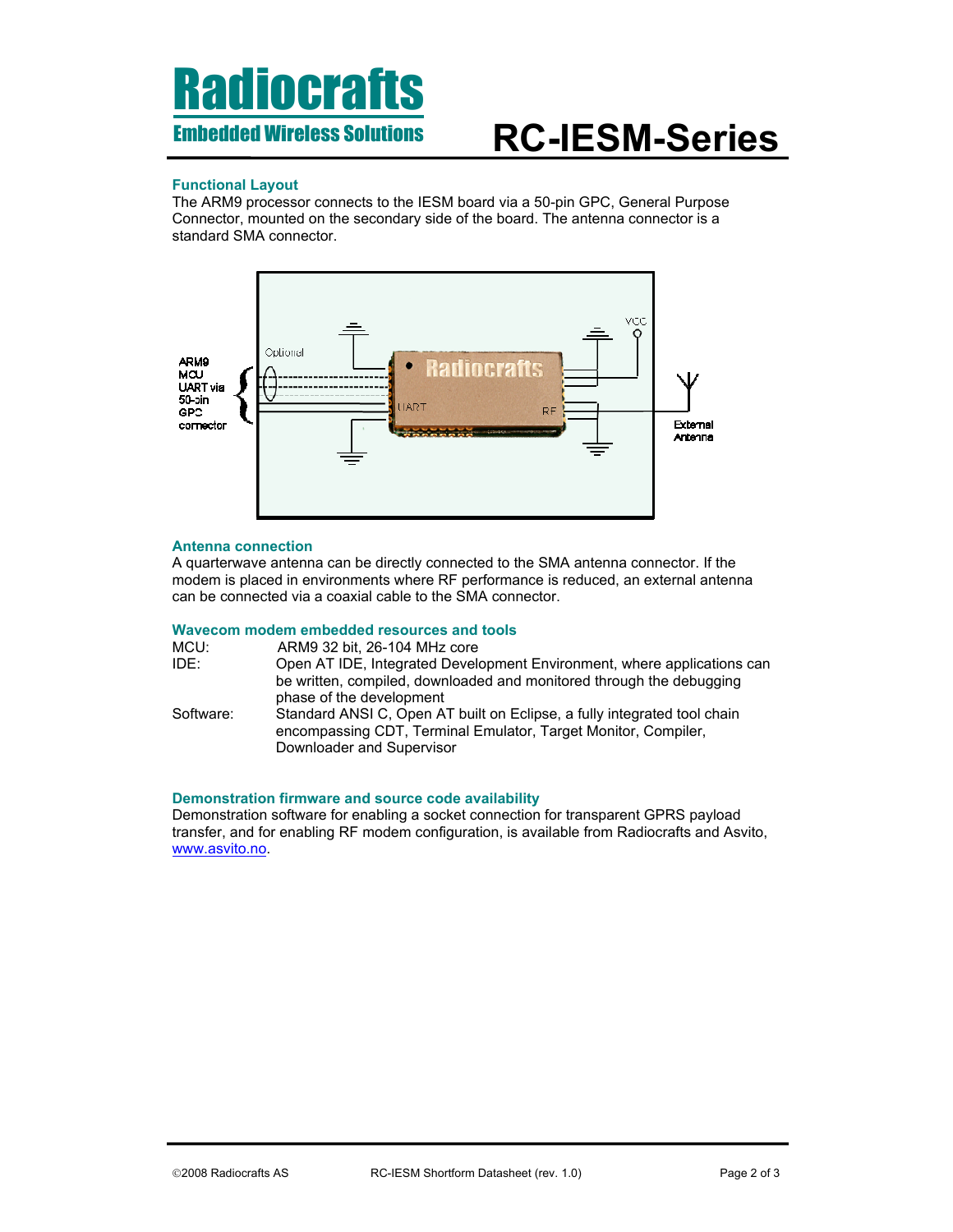## Functional Layout

The ARM9 processor connects to the IESM board via a 50-pin GPC, General Purpose Connector, mounted on the secondary side of the board. The antenna connector is a standard SMA connector.

ARM9 MCU UART via 50-pin GPC connector

Optional

VCC

UART

RF

External Antenna

## Antenna connection

A quarterwave antenna can be directly connected to the SMA antenna connector. If the modem is placed in environments where RF performance is reduced, an external antenna can be connected via a coaxial cable to the SMA connector.

## Wavecom modem embedded resources and tools

| | |
|---|---|
| MCU: | ARM9 32 bit, 26-104 MHz core |
| IDE: | Open AT IDE, Integrated Development Environment, where applications can be written, compiled, downloaded and monitored through the debugging phase of the development |
| Software: | Standard ANSI C, Open AT built on Eclipse, a fully integrated tool chain encompassing CDT, Terminal Emulator, Target Monitor, Compiler, Downloader and Supervisor |

## Demonstration firmware and source code availability

Demonstration software for enabling a socket connection for transparent GPRS payload transfer, and for enabling RF modem configuration, is available from Radiocrafts and Asvito, www.asvito.no.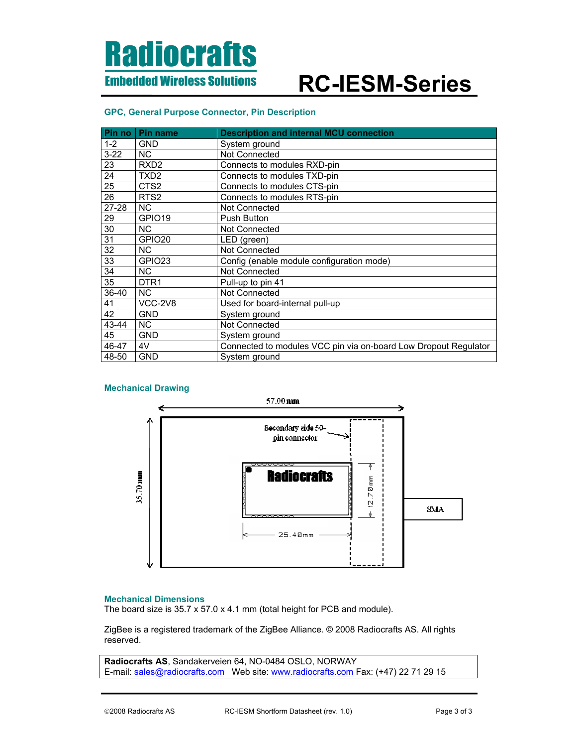## GPC, General Purpose Connector, Pin Description

| Pin no | Pin name | Description and internal MCU connection |
|---|---|---|
| 1-2 | GND | System ground |
| 3-22 | NC | Not Connected |
| 23 | RXD2 | Connects to modules RXD-pin |
| 24 | TXD2 | Connects to modules TXD-pin |
| 25 | CTS2 | Connects to modules CTS-pin |
| 26 | RTS2 | Connects to modules RTS-pin |
| 27-28 | NC | Not Connected |
| 29 | GPIO19 | Push Button |
| 30 | NC | Not Connected |
| 31 | GPIO20 | LED (green) |
| 32 | NC | Not Connected |
| 33 | GPIO23 | Config (enable module configuration mode) |
| 34 | NC | Not Connected |
| 35 | DTR1 | Pull-up to pin 41 |
| 36-40 | NC | Not Connected |
| 41 | VCC-2V8 | Used for board-internal pull-up |
| 42 | GND | System ground |
| 43-44 | NC | Not Connected |
| 45 | GND | System ground |
| 46-47 | 4V | Connected to modules VCC pin via on-board Low Dropout Regulator |
| 48-50 | GND | System ground |

## Mechanical Drawing

57.00 mm

35.70 mm

Secondary side 50-pin connector

Radiocrafts

12.70mm

25.40mm

SMA

## Mechanical Dimensions

The board size is 35.7 x 57.0 x 4.1 mm (total height for PCB and module).

ZigBee is a registered trademark of the ZigBee Alliance. © 2008 Radiocrafts AS. All rights reserved.

**Radiocrafts AS**, Sandakerveien 64, NO-0484 OSLO, NORWAY
E-mail: sales@radiocrafts.com Web site: www.radiocrafts.com Fax: (+47) 22 71 29 15